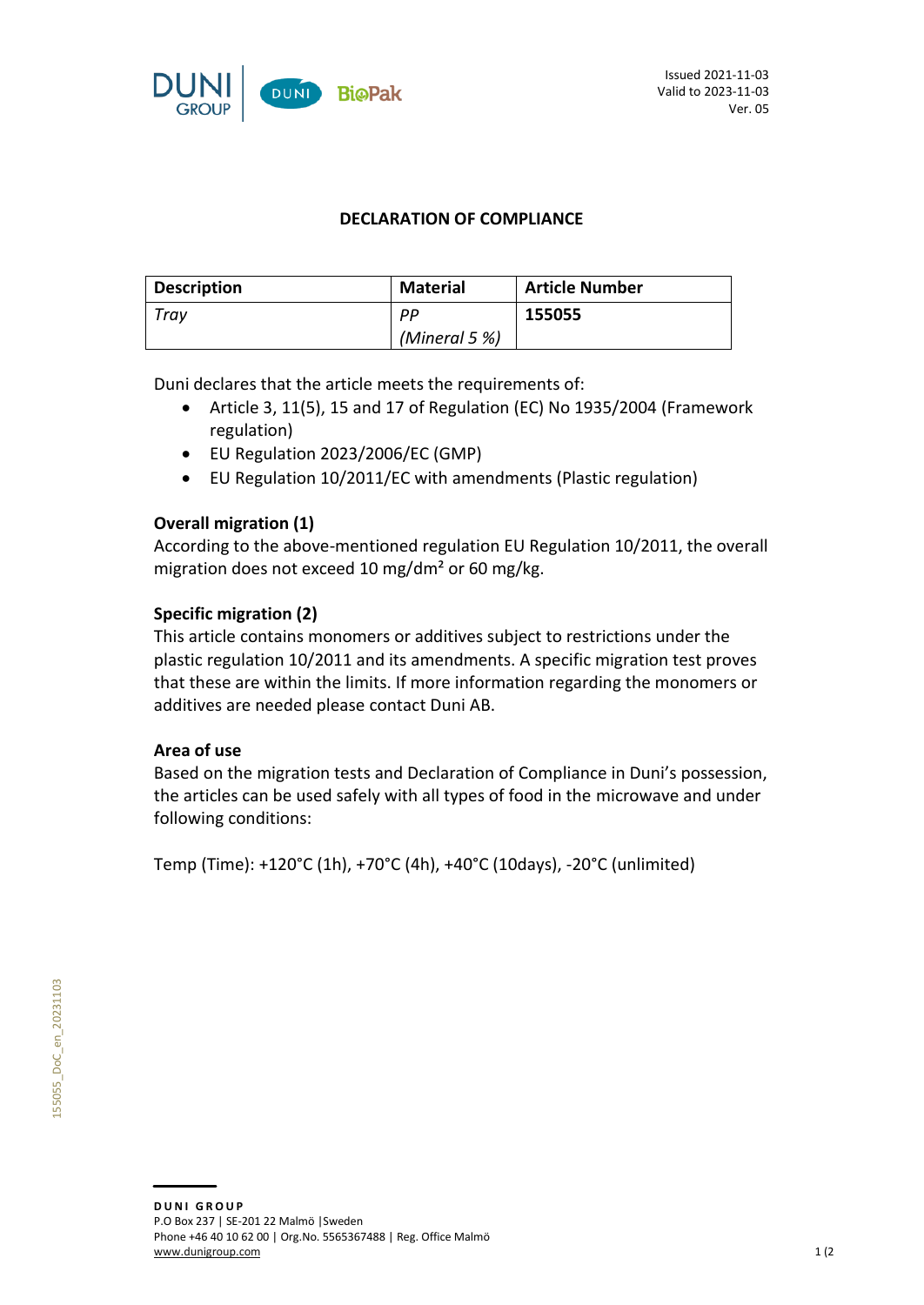Issued 2021-11-03
Valid to 2023-11-03
Ver. 05

## DECLARATION OF COMPLIANCE

| Description | Material | Article Number |
|---|---|---|
| *Tray* | *PP (Mineral 5 %)* | **155055** |

Duni declares that the article meets the requirements of:

- Article 3, 11(5), 15 and 17 of Regulation (EC) No 1935/2004 (Framework regulation)
- EU Regulation 2023/2006/EC (GMP)
- EU Regulation 10/2011/EC with amendments (Plastic regulation)

**Overall migration (1)**
According to the above-mentioned regulation EU Regulation 10/2011, the overall migration does not exceed 10 mg/dm² or 60 mg/kg.

**Specific migration (2)**
This article contains monomers or additives subject to restrictions under the plastic regulation 10/2011 and its amendments. A specific migration test proves that these are within the limits. If more information regarding the monomers or additives are needed please contact Duni AB.

**Area of use**
Based on the migration tests and Declaration of Compliance in Duni's possession, the articles can be used safely with all types of food in the microwave and under following conditions:

Temp (Time): +120°C (1h), +70°C (4h), +40°C (10days), -20°C (unlimited)

155055_DoC_en_20231103

**DUNI GROUP**
P.O Box 237 | SE-201 22 Malmö |Sweden
Phone +46 40 10 62 00 | Org.No. 5565367488 | Reg. Office Malmö
www.dunigroup.com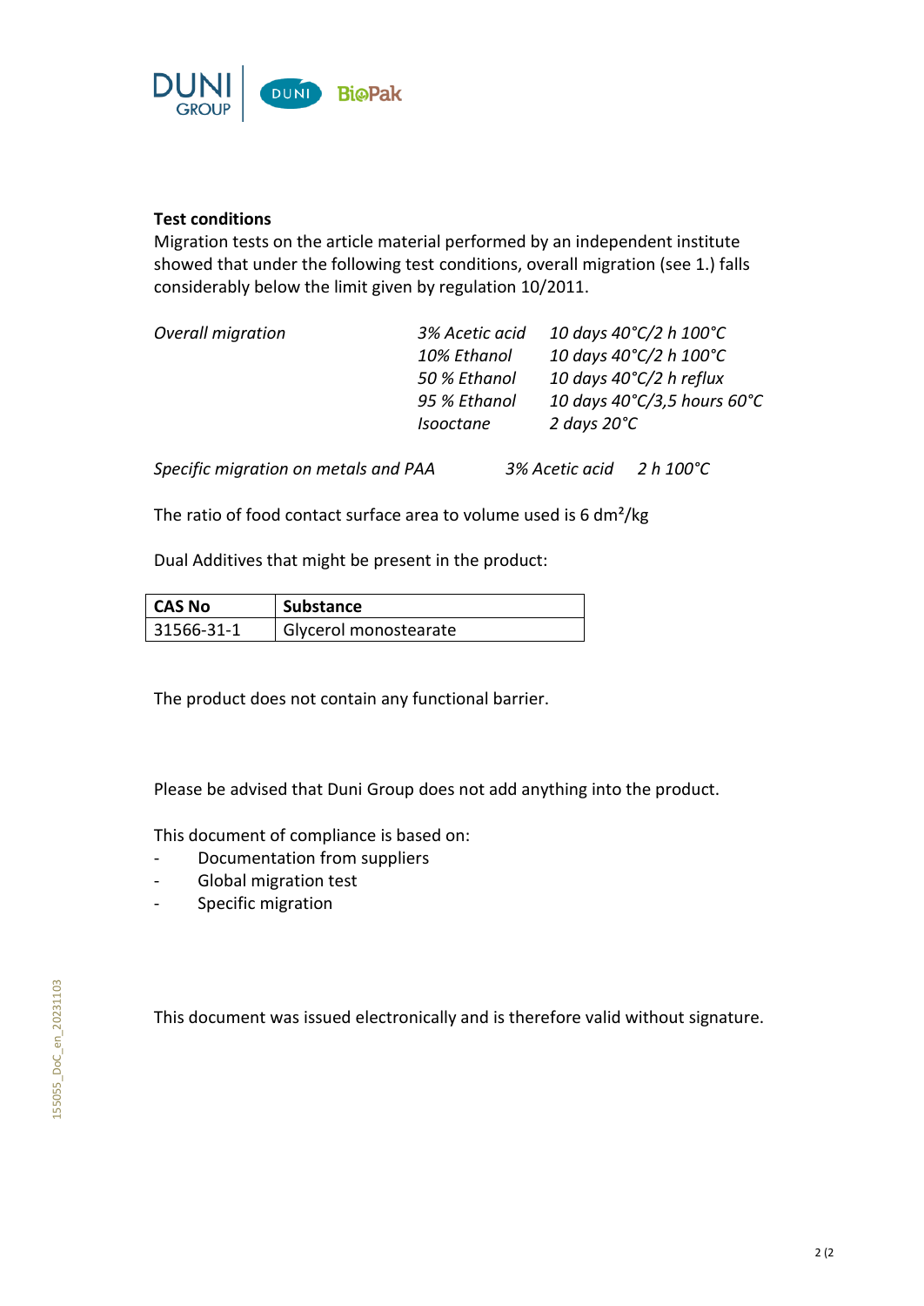**Test conditions**

Migration tests on the article material performed by an independent institute showed that under the following test conditions, overall migration (see 1.) falls considerably below the limit given by regulation 10/2011.

| | | |
|---|---|---|
| *Overall migration* | *3% Acetic acid* | *10 days 40°C/2 h 100°C* |
| | *10% Ethanol* | *10 days 40°C/2 h 100°C* |
| | *50 % Ethanol* | *10 days 40°C/2 h reflux* |
| | *95 % Ethanol* | *10 days 40°C/3,5 hours 60°C* |
| | *Isooctane* | *2 days 20°C* |

| | | |
|---|---|---|
| *Specific migration on metals and PAA* | *3% Acetic acid* | *2 h 100°C* |

The ratio of food contact surface area to volume used is 6 $dm^2/kg$

Dual Additives that might be present in the product:

| CAS No | Substance |
|---|---|
| 31566-31-1 | Glycerol monostearate |

The product does not contain any functional barrier.

Please be advised that Duni Group does not add anything into the product.

This document of compliance is based on:

- Documentation from suppliers
- Global migration test
- Specific migration

This document was issued electronically and is therefore valid without signature.

155055_DoC_en_20231103